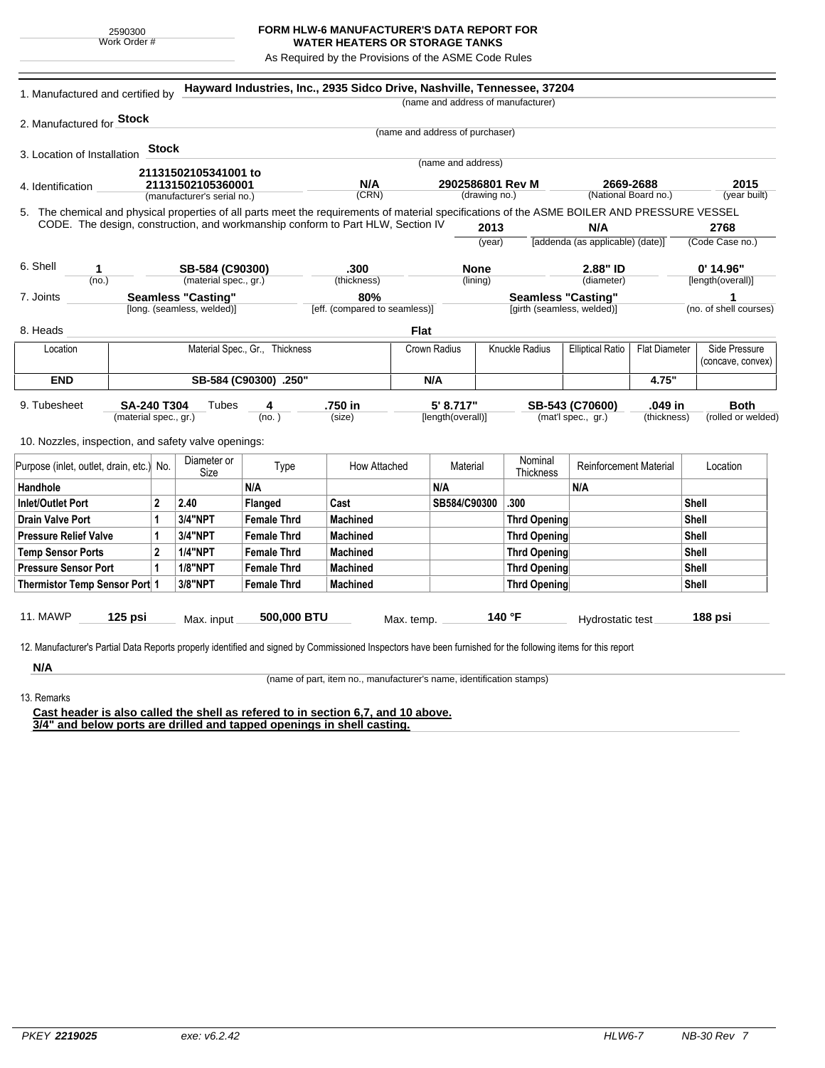2590300
Work Order #

**FORM HLW-6 MANUFACTURER'S DATA REPORT FOR WATER HEATERS OR STORAGE TANKS**

As Required by the Provisions of the ASME Code Rules

1. Manufactured and certified by **Hayward Industries, Inc., 2935 Sidco Drive, Nashville, Tennessee, 37204**
(name and address of manufacturer)

2. Manufactured for **Stock**
(name and address of purchaser)

3. Location of Installation **Stock**
(name and address)

4. Identification **21131502105341001 to 21131502105360001** (manufacturer's serial no.) **N/A** (CRN) **2902586801 Rev M** (drawing no.) **2669-2688** (National Board no.) **2015** (year built)

5. The chemical and physical properties of all parts meet the requirements of material specifications of the ASME BOILER AND PRESSURE VESSEL CODE. The design, construction, and workmanship conform to Part HLW, Section IV **2013** (year) **N/A** [addenda (as applicable) (date)] **2768** (Code Case no.)

6. Shell **1** (no.) **SB-584 (C90300)** (material spec., gr.) **.300** (thickness) **None** (lining) **2.88" ID** (diameter) **0' 14.96"** [length(overall)]

7. Joints **Seamless "Casting"** [long. (seamless, welded)] **80%** [eff. (compared to seamless)] **Seamless "Casting"** [girth (seamless, welded)] **1** (no. of shell courses)

8. Heads **Flat**

| Location | Material Spec., Gr., Thickness | Crown Radius | Knuckle Radius | Elliptical Ratio | Flat Diameter | Side Pressure (concave, convex) |
|---|---|---|---|---|---|---|
| **END** | **SB-584 (C90300) .250"** | **N/A** | | | **4.75"** | |

9. Tubesheet **SA-240 T304** (material spec., gr.) Tubes **4** (no.) **.750 in** (size) **5' 8.717"** [length(overall)] **SB-543 (C70600)** (mat'l spec., gr.) **.049 in** (thickness) **Both** (rolled or welded)

10. Nozzles, inspection, and safety valve openings:

| Purpose (inlet, outlet, drain, etc.) | No. | Diameter or Size | Type | How Attached | Material | Nominal Thickness | Reinforcement Material | Location |
|---|---|---|---|---|---|---|---|---|
| **Handhole** | | | **N/A** | | **N/A** | | **N/A** | |
| **Inlet/Outlet Port** | **2** | **2.40** | **Flanged** | **Cast** | **SB584/C90300** | **.300** | | **Shell** |
| **Drain Valve Port** | **1** | **3/4"NPT** | **Female Thrd** | **Machined** | | **Thrd Opening** | | **Shell** |
| **Pressure Relief Valve** | **1** | **3/4"NPT** | **Female Thrd** | **Machined** | | **Thrd Opening** | | **Shell** |
| **Temp Sensor Ports** | **2** | **1/4"NPT** | **Female Thrd** | **Machined** | | **Thrd Opening** | | **Shell** |
| **Pressure Sensor Port** | **1** | **1/8"NPT** | **Female Thrd** | **Machined** | | **Thrd Opening** | | **Shell** |
| **Thermistor Temp Sensor Port** | **1** | **3/8"NPT** | **Female Thrd** | **Machined** | | **Thrd Opening** | | **Shell** |

11. MAWP **125 psi** Max. input **500,000 BTU** Max. temp. **140 °F** Hydrostatic test **188 psi**

12. Manufacturer's Partial Data Reports properly identified and signed by Commissioned Inspectors have been furnished for the following items for this report

**N/A**
(name of part, item no., manufacturer's name, identification stamps)

13. Remarks

**Cast header is also called the shell as refered to in section 6,7, and 10 above.**
**3/4" and below ports are drilled and tapped openings in shell casting.**

PKEY **2219025** exe: v6.2.42 HLW6-7 NB-30 Rev 7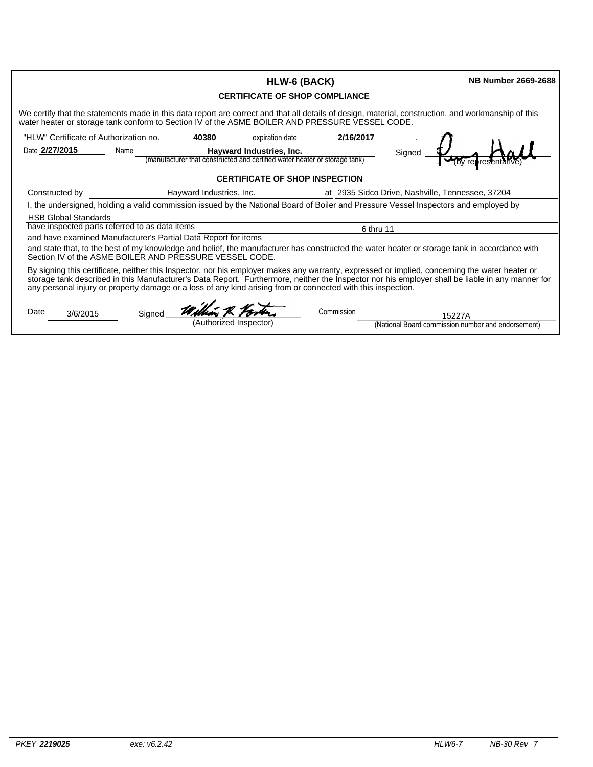# HLW-6 (BACK)

**NB Number 2669-2688**

## CERTIFICATE OF SHOP COMPLIANCE

We certify that the statements made in this data report are correct and that all details of design, material, construction, and workmanship of this water heater or storage tank conform to Section IV of the ASME BOILER AND PRESSURE VESSEL CODE.

"HLW" Certificate of Authorization no. **40380** expiration date **2/16/2017** .

Date **2/27/2015** Name **Hayward Industries, Inc.** (manufacturer that constructed and certified water heater or storage tank) Signed (by representative)

## CERTIFICATE OF SHOP INSPECTION

Constructed by Hayward Industries, Inc. at 2935 Sidco Drive, Nashville, Tennessee, 37204

I, the undersigned, holding a valid commission issued by the National Board of Boiler and Pressure Vessel Inspectors and employed by HSB Global Standards

have inspected parts referred to as data items 6 thru 11

and have examined Manufacturer's Partial Data Report for items

and state that, to the best of my knowledge and belief, the manufacturer has constructed the water heater or storage tank in accordance with Section IV of the ASME BOILER AND PRESSURE VESSEL CODE.

By signing this certificate, neither this Inspector, nor his employer makes any warranty, expressed or implied, concerning the water heater or storage tank described in this Manufacturer's Data Report. Furthermore, neither the Inspector nor his employer shall be liable in any manner for any personal injury or property damage or a loss of any kind arising from or connected with this inspection.

Date 3/6/2015 Signed (Authorized Inspector) Commission 15227A (National Board commission number and endorsement)

*PKEY* ***2219025*** *exe: v6.2.42* *HLW6-7* *NB-30 Rev 7*